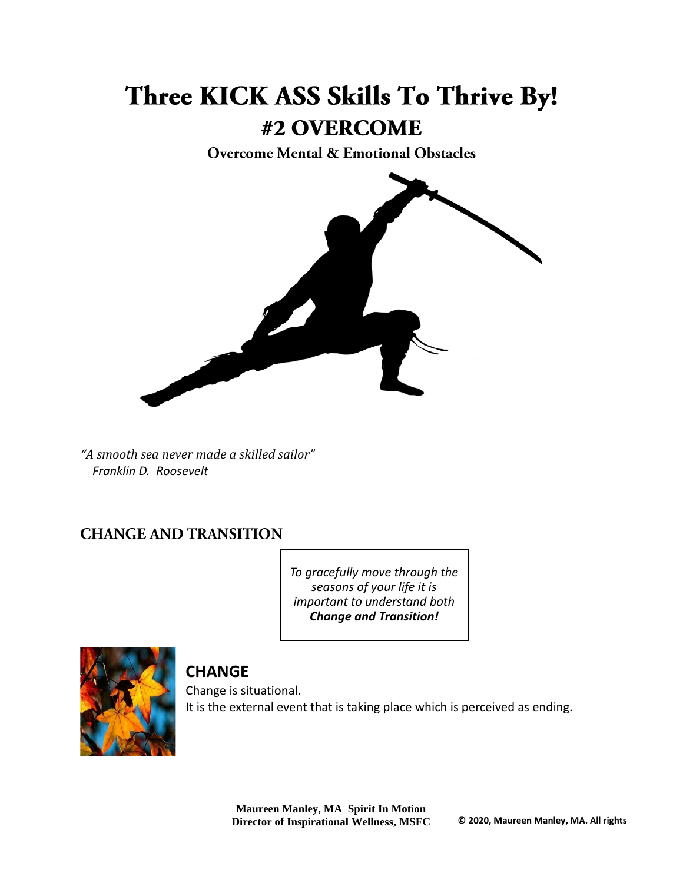# Three KICK ASS Skills To Thrive By!

## #2 OVERCOME

### Overcome Mental & Emotional Obstacles

*"A smooth sea never made a skilled sailor"*
*Franklin D. Roosevelt*

## CHANGE AND TRANSITION

*To gracefully move through the seasons of your life it is important to understand both* ***Change and Transition!***

### CHANGE

Change is situational.
It is the external event that is taking place which is perceived as ending.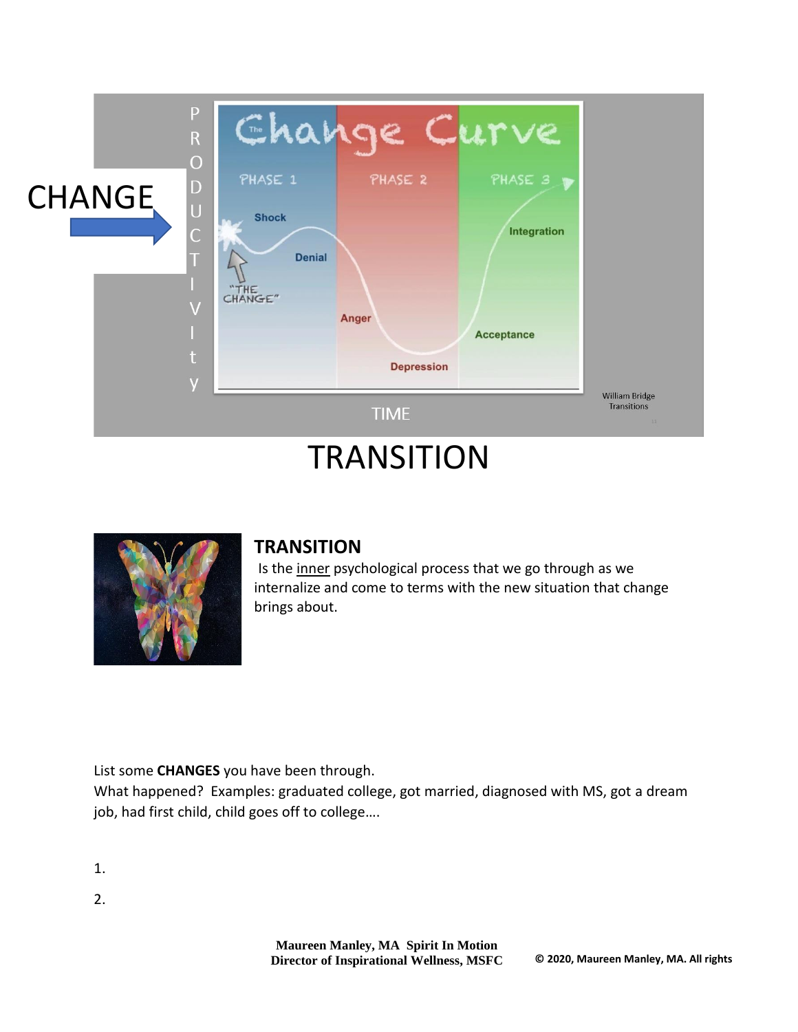CHANGE

PRODUCTIVIty

The Change Curve

PHASE 1 | PHASE 2 | PHASE 3

Shock

Denial

"THE CHANGE"

Anger

Depression

Acceptance

Integration

TIME

William Bridge Transitions

TRANSITION

**TRANSITION**
Is the inner psychological process that we go through as we internalize and come to terms with the new situation that change brings about.

List some **CHANGES** you have been through.
What happened? Examples: graduated college, got married, diagnosed with MS, got a dream job, had first child, child goes off to college….

1.

2.

**Maureen Manley, MA Spirit In Motion**
**Director of Inspirational Wellness, MSFC**

**© 2020, Maureen Manley, MA. All rights**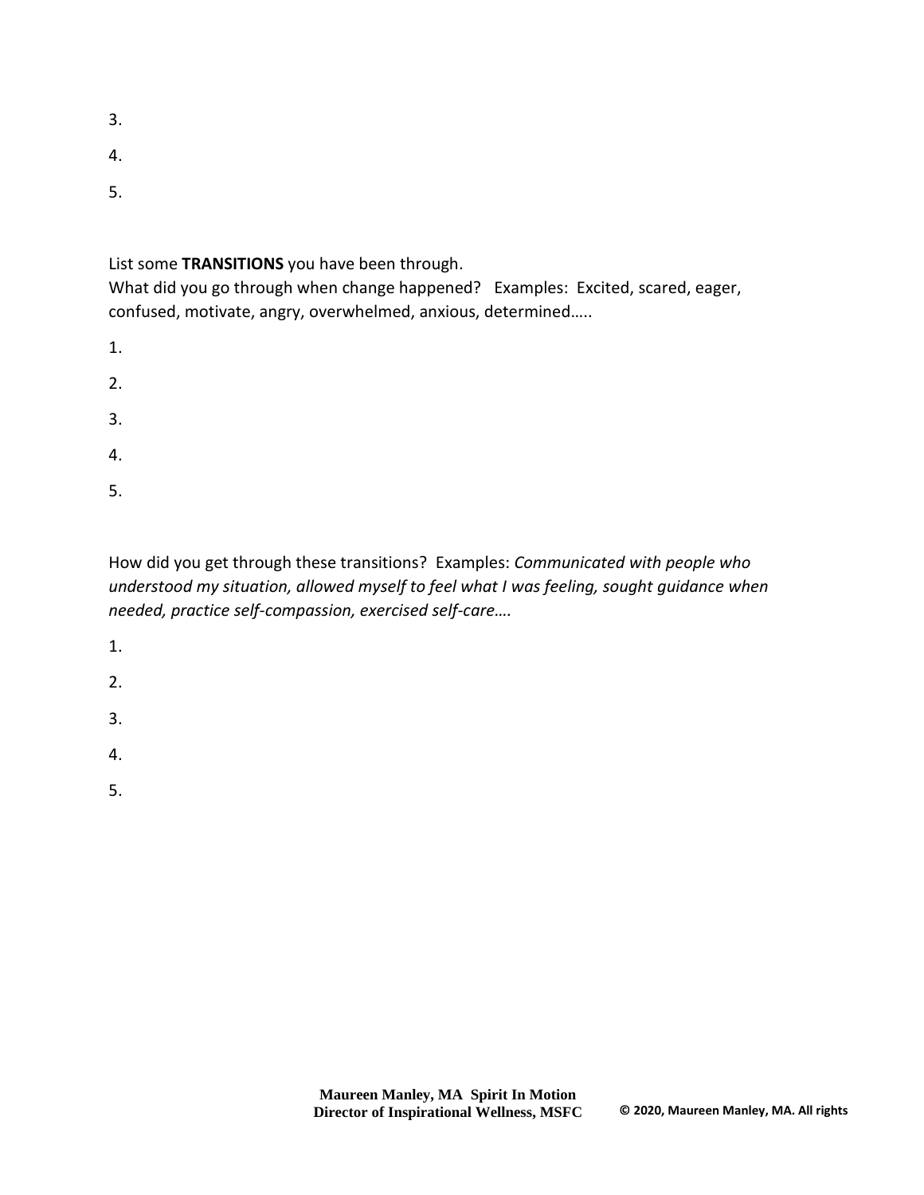3.

4.

5.

List some **TRANSITIONS** you have been through.
What did you go through when change happened? Examples: Excited, scared, eager, confused, motivate, angry, overwhelmed, anxious, determined…..

1.

2.

3.

4.

5.

How did you get through these transitions? Examples: *Communicated with people who understood my situation, allowed myself to feel what I was feeling, sought guidance when needed, practice self-compassion, exercised self-care….*

1.

2.

3.

4.

5.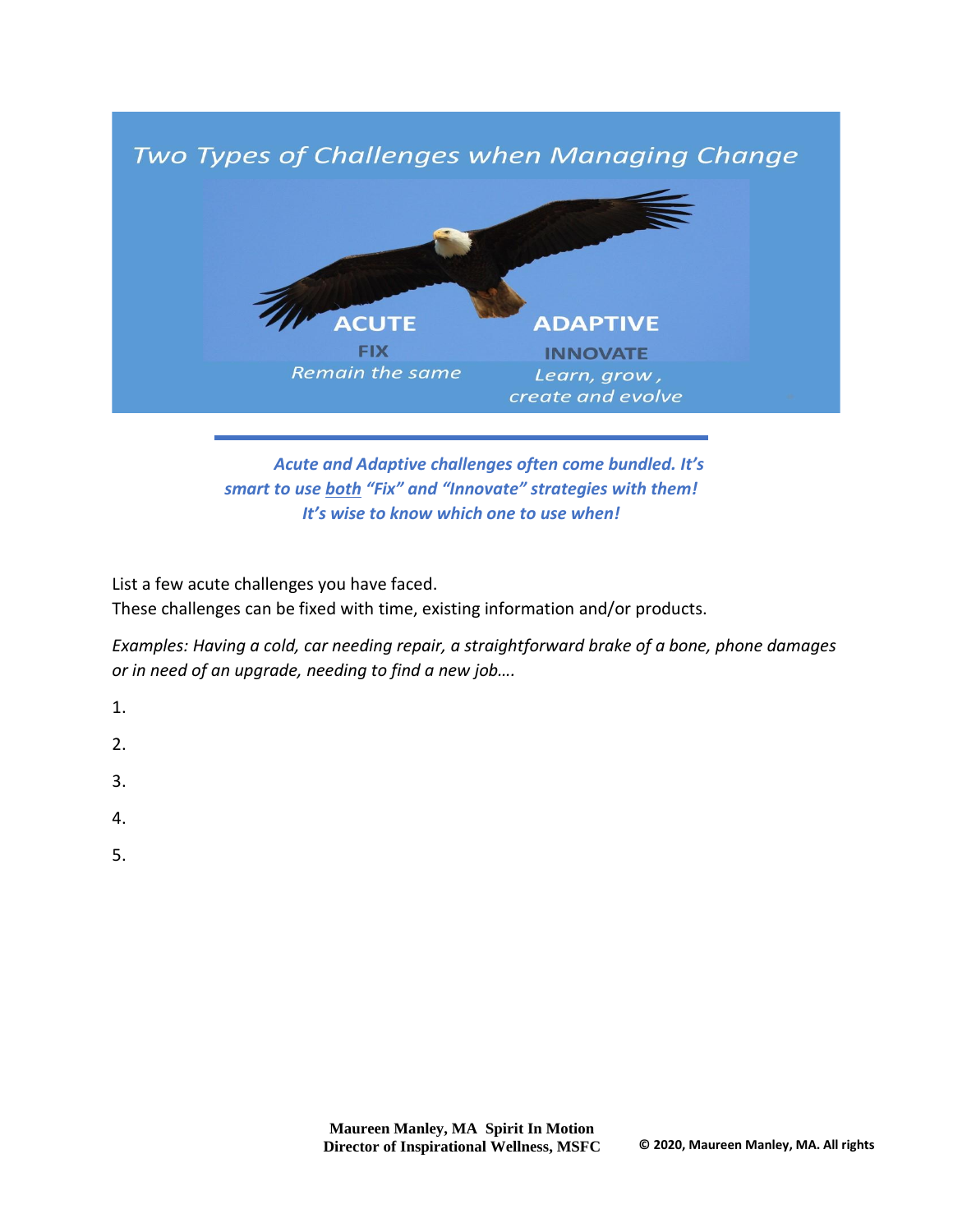## Two Types of Challenges when Managing Change

**ACUTE**
FIX
*Remain the same*

**ADAPTIVE**
INNOVATE
*Learn, grow, create and evolve*

---

***Acute and Adaptive challenges often come bundled. It's smart to use both "Fix" and "Innovate" strategies with them! It's wise to know which one to use when!***

List a few acute challenges you have faced.
These challenges can be fixed with time, existing information and/or products.

*Examples: Having a cold, car needing repair, a straightforward brake of a bone, phone damages or in need of an upgrade, needing to find a new job….*

1.

2.

3.

4.

5.

**Maureen Manley, MA Spirit In Motion**
**Director of Inspirational Wellness, MSFC**

**© 2020, Maureen Manley, MA. All rights**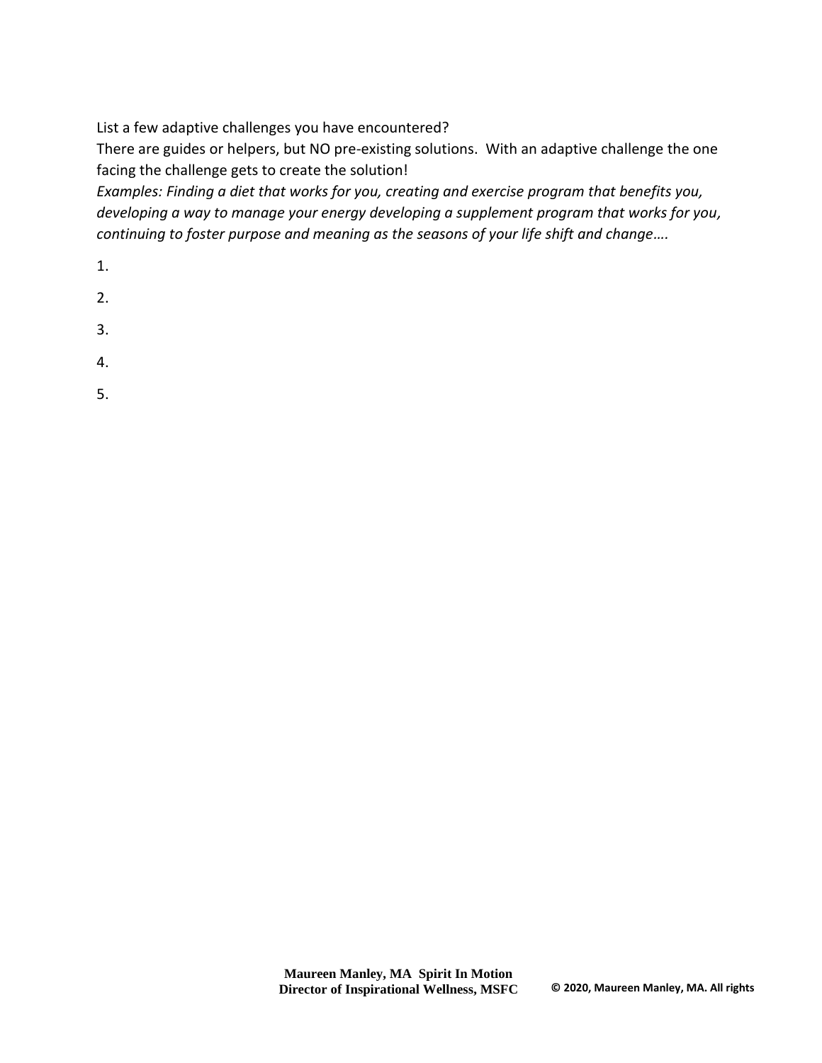List a few adaptive challenges you have encountered?

There are guides or helpers, but NO pre-existing solutions. With an adaptive challenge the one facing the challenge gets to create the solution!

*Examples: Finding a diet that works for you, creating and exercise program that benefits you, developing a way to manage your energy developing a supplement program that works for you, continuing to foster purpose and meaning as the seasons of your life shift and change….*

1.

2.

3.

4.

5.